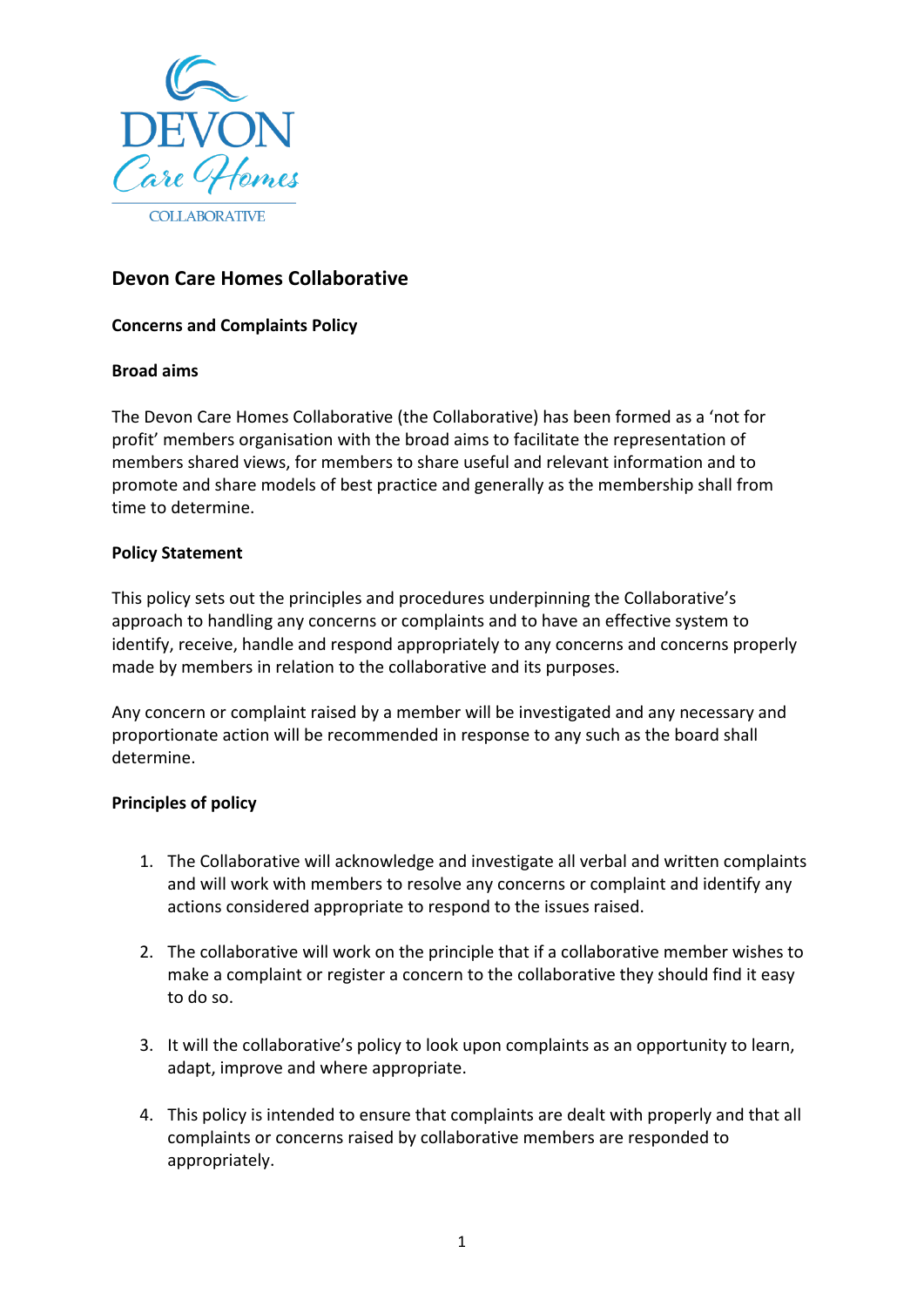# Devon Care Homes Collaborative

## Concerns and Complaints Policy

### Broad aims

The Devon Care Homes Collaborative (the Collaborative) has been formed as a 'not for profit' members organisation with the broad aims to facilitate the representation of members shared views, for members to share useful and relevant information and to promote and share models of best practice and generally as the membership shall from time to determine.

### Policy Statement

This policy sets out the principles and procedures underpinning the Collaborative's approach to handling any concerns or complaints and to have an effective system to identify, receive, handle and respond appropriately to any concerns and concerns properly made by members in relation to the collaborative and its purposes.

Any concern or complaint raised by a member will be investigated and any necessary and proportionate action will be recommended in response to any such as the board shall determine.

### Principles of policy

1. The Collaborative will acknowledge and investigate all verbal and written complaints and will work with members to resolve any concerns or complaint and identify any actions considered appropriate to respond to the issues raised.

2. The collaborative will work on the principle that if a collaborative member wishes to make a complaint or register a concern to the collaborative they should find it easy to do so.

3. It will the collaborative's policy to look upon complaints as an opportunity to learn, adapt, improve and where appropriate.

4. This policy is intended to ensure that complaints are dealt with properly and that all complaints or concerns raised by collaborative members are responded to appropriately.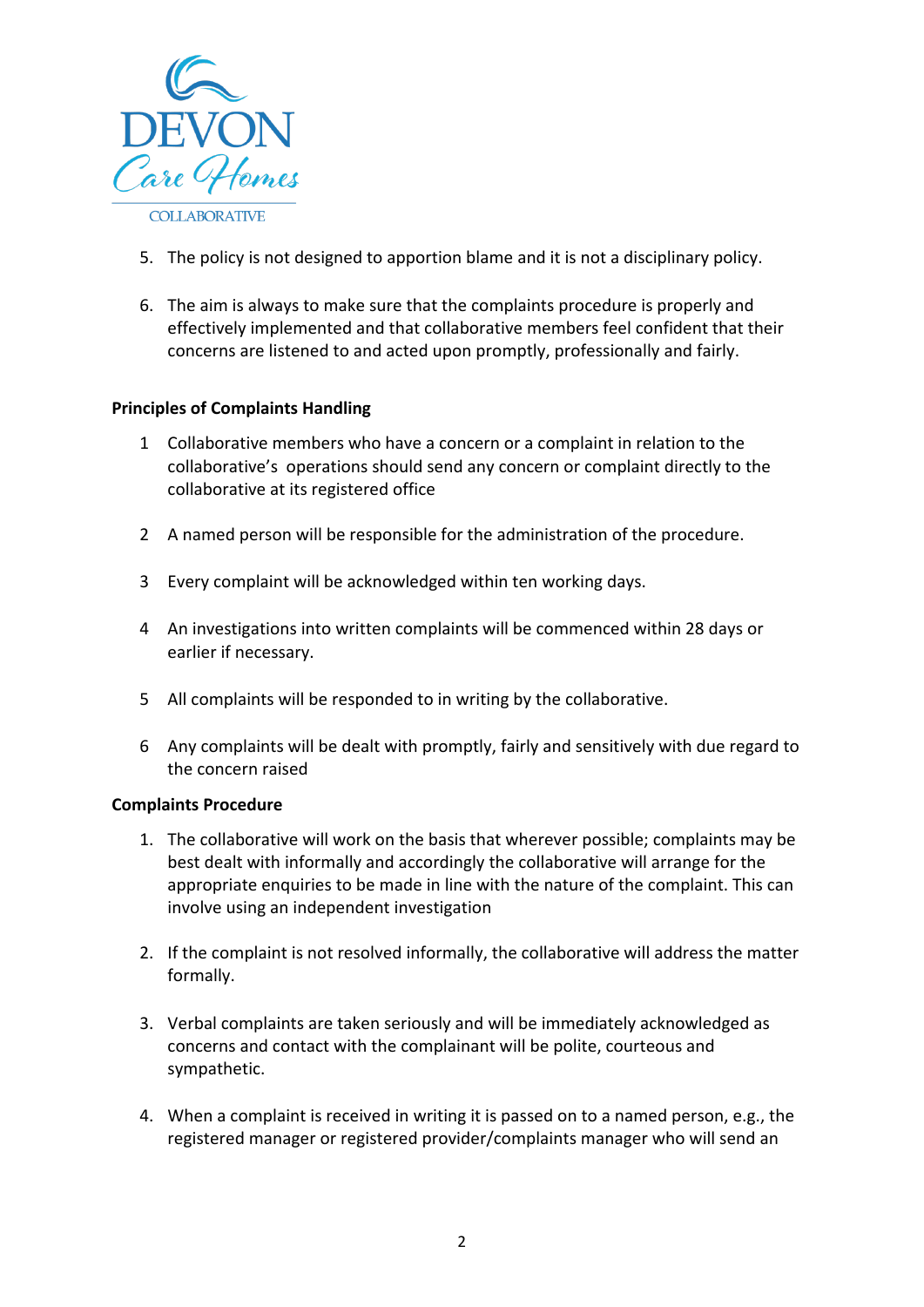5. The policy is not designed to apportion blame and it is not a disciplinary policy.

6. The aim is always to make sure that the complaints procedure is properly and effectively implemented and that collaborative members feel confident that their concerns are listened to and acted upon promptly, professionally and fairly.

**Principles of Complaints Handling**

1 Collaborative members who have a concern or a complaint in relation to the collaborative's operations should send any concern or complaint directly to the collaborative at its registered office

2 A named person will be responsible for the administration of the procedure.

3 Every complaint will be acknowledged within ten working days.

4 An investigations into written complaints will be commenced within 28 days or earlier if necessary.

5 All complaints will be responded to in writing by the collaborative.

6 Any complaints will be dealt with promptly, fairly and sensitively with due regard to the concern raised

**Complaints Procedure**

1. The collaborative will work on the basis that wherever possible; complaints may be best dealt with informally and accordingly the collaborative will arrange for the appropriate enquiries to be made in line with the nature of the complaint. This can involve using an independent investigation

2. If the complaint is not resolved informally, the collaborative will address the matter formally.

3. Verbal complaints are taken seriously and will be immediately acknowledged as concerns and contact with the complainant will be polite, courteous and sympathetic.

4. When a complaint is received in writing it is passed on to a named person, e.g., the registered manager or registered provider/complaints manager who will send an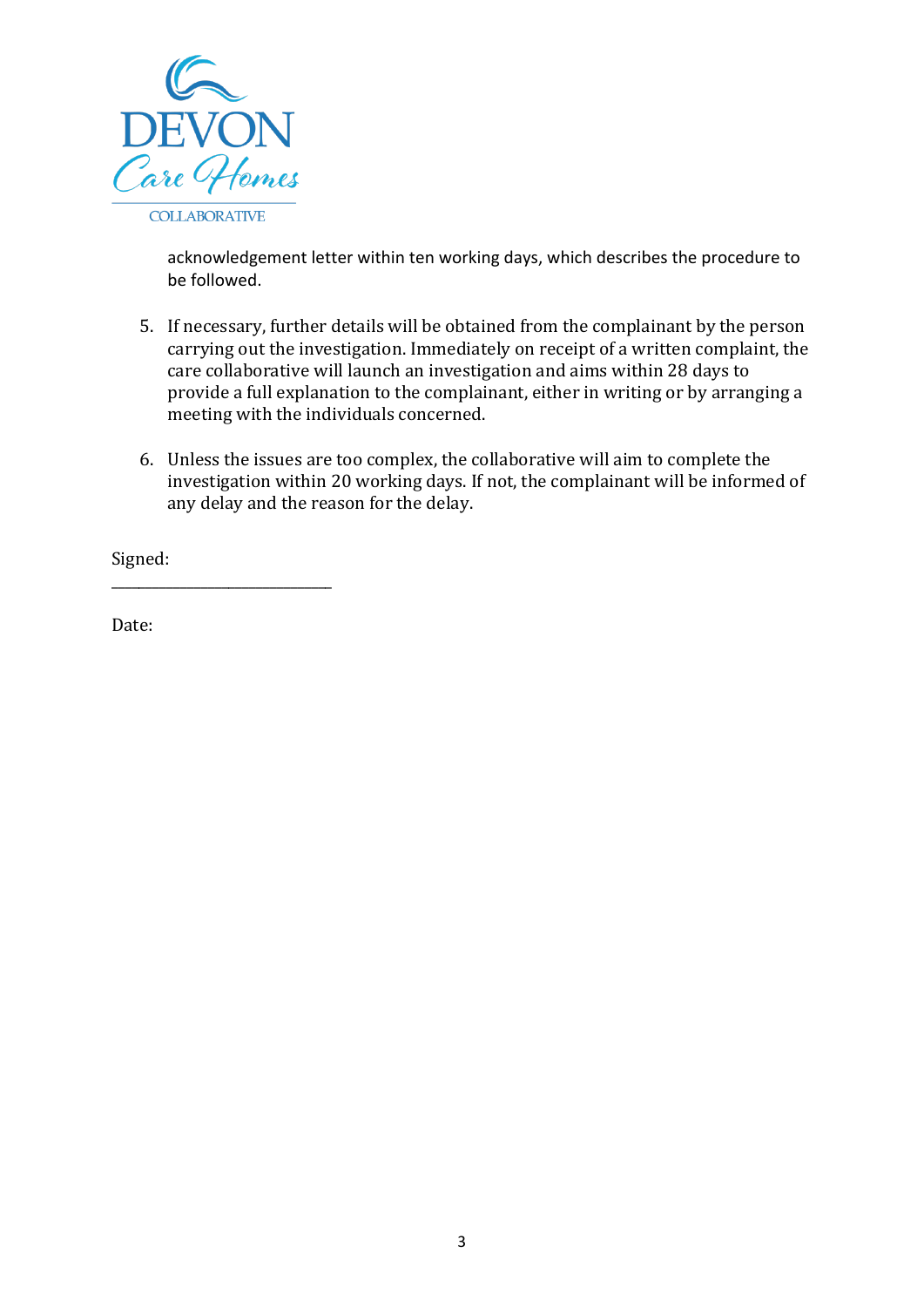acknowledgement letter within ten working days, which describes the procedure to be followed.

5. If necessary, further details will be obtained from the complainant by the person carrying out the investigation. Immediately on receipt of a written complaint, the care collaborative will launch an investigation and aims within 28 days to provide a full explanation to the complainant, either in writing or by arranging a meeting with the individuals concerned.

6. Unless the issues are too complex, the collaborative will aim to complete the investigation within 20 working days. If not, the complainant will be informed of any delay and the reason for the delay.

Signed: \_\_\_\_\_\_\_\_\_\_\_\_\_\_\_\_\_\_\_\_\_\_\_\_\_\_\_\_

Date: